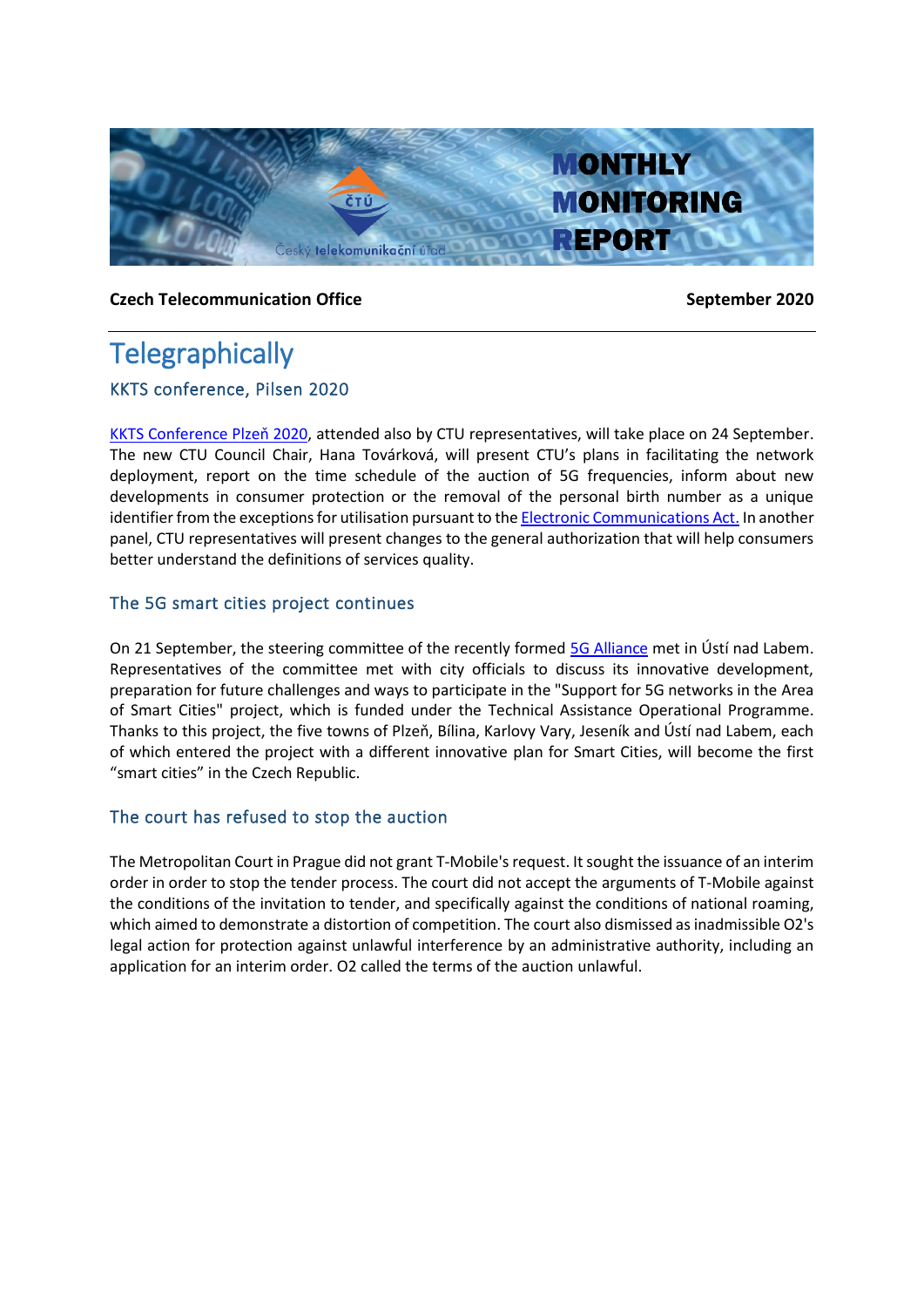# MONTHLY MONITORING REPORT

**Czech Telecommunication Office** **September 2020**

# Telegraphically

## KKTS conference, Pilsen 2020

[KKTS Conference Plzeň 2020], attended also by CTU representatives, will take place on 24 September. The new CTU Council Chair, Hana Továrková, will present CTU's plans in facilitating the network deployment, report on the time schedule of the auction of 5G frequencies, inform about new developments in consumer protection or the removal of the personal birth number as a unique identifier from the exceptions for utilisation pursuant to the [Electronic Communications Act.] In another panel, CTU representatives will present changes to the general authorization that will help consumers better understand the definitions of services quality.

## The 5G smart cities project continues

On 21 September, the steering committee of the recently formed [5G Alliance] met in Ústí nad Labem. Representatives of the committee met with city officials to discuss its innovative development, preparation for future challenges and ways to participate in the "Support for 5G networks in the Area of Smart Cities" project, which is funded under the Technical Assistance Operational Programme. Thanks to this project, the five towns of Plzeň, Bílina, Karlovy Vary, Jeseník and Ústí nad Labem, each of which entered the project with a different innovative plan for Smart Cities, will become the first "smart cities" in the Czech Republic.

## The court has refused to stop the auction

The Metropolitan Court in Prague did not grant T-Mobile's request. It sought the issuance of an interim order in order to stop the tender process. The court did not accept the arguments of T-Mobile against the conditions of the invitation to tender, and specifically against the conditions of national roaming, which aimed to demonstrate a distortion of competition. The court also dismissed as inadmissible O2's legal action for protection against unlawful interference by an administrative authority, including an application for an interim order. O2 called the terms of the auction unlawful.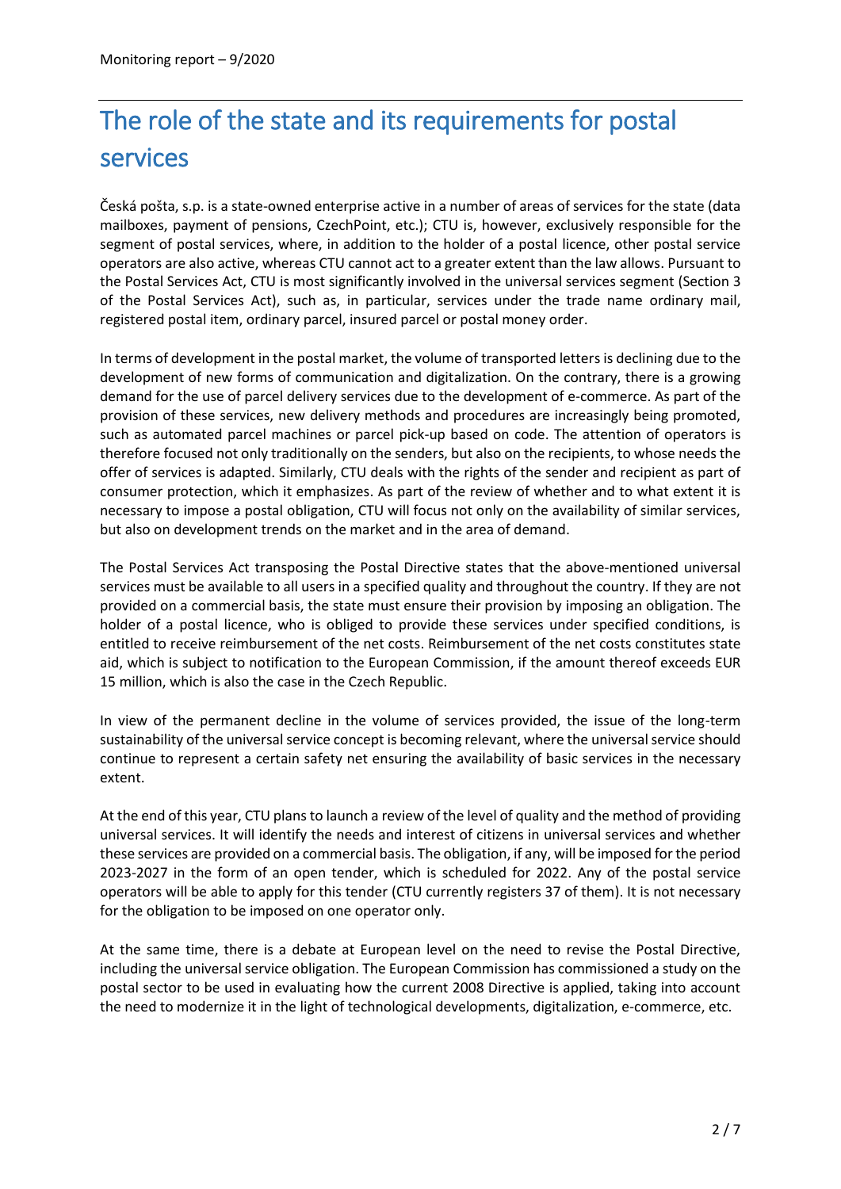# The role of the state and its requirements for postal services

Česká pošta, s.p. is a state-owned enterprise active in a number of areas of services for the state (data mailboxes, payment of pensions, CzechPoint, etc.); CTU is, however, exclusively responsible for the segment of postal services, where, in addition to the holder of a postal licence, other postal service operators are also active, whereas CTU cannot act to a greater extent than the law allows. Pursuant to the Postal Services Act, CTU is most significantly involved in the universal services segment (Section 3 of the Postal Services Act), such as, in particular, services under the trade name ordinary mail, registered postal item, ordinary parcel, insured parcel or postal money order.

In terms of development in the postal market, the volume of transported letters is declining due to the development of new forms of communication and digitalization. On the contrary, there is a growing demand for the use of parcel delivery services due to the development of e-commerce. As part of the provision of these services, new delivery methods and procedures are increasingly being promoted, such as automated parcel machines or parcel pick-up based on code. The attention of operators is therefore focused not only traditionally on the senders, but also on the recipients, to whose needs the offer of services is adapted. Similarly, CTU deals with the rights of the sender and recipient as part of consumer protection, which it emphasizes. As part of the review of whether and to what extent it is necessary to impose a postal obligation, CTU will focus not only on the availability of similar services, but also on development trends on the market and in the area of demand.

The Postal Services Act transposing the Postal Directive states that the above-mentioned universal services must be available to all users in a specified quality and throughout the country. If they are not provided on a commercial basis, the state must ensure their provision by imposing an obligation. The holder of a postal licence, who is obliged to provide these services under specified conditions, is entitled to receive reimbursement of the net costs. Reimbursement of the net costs constitutes state aid, which is subject to notification to the European Commission, if the amount thereof exceeds EUR 15 million, which is also the case in the Czech Republic.

In view of the permanent decline in the volume of services provided, the issue of the long-term sustainability of the universal service concept is becoming relevant, where the universal service should continue to represent a certain safety net ensuring the availability of basic services in the necessary extent.

At the end of this year, CTU plans to launch a review of the level of quality and the method of providing universal services. It will identify the needs and interest of citizens in universal services and whether these services are provided on a commercial basis. The obligation, if any, will be imposed for the period 2023-2027 in the form of an open tender, which is scheduled for 2022. Any of the postal service operators will be able to apply for this tender (CTU currently registers 37 of them). It is not necessary for the obligation to be imposed on one operator only.

At the same time, there is a debate at European level on the need to revise the Postal Directive, including the universal service obligation. The European Commission has commissioned a study on the postal sector to be used in evaluating how the current 2008 Directive is applied, taking into account the need to modernize it in the light of technological developments, digitalization, e-commerce, etc.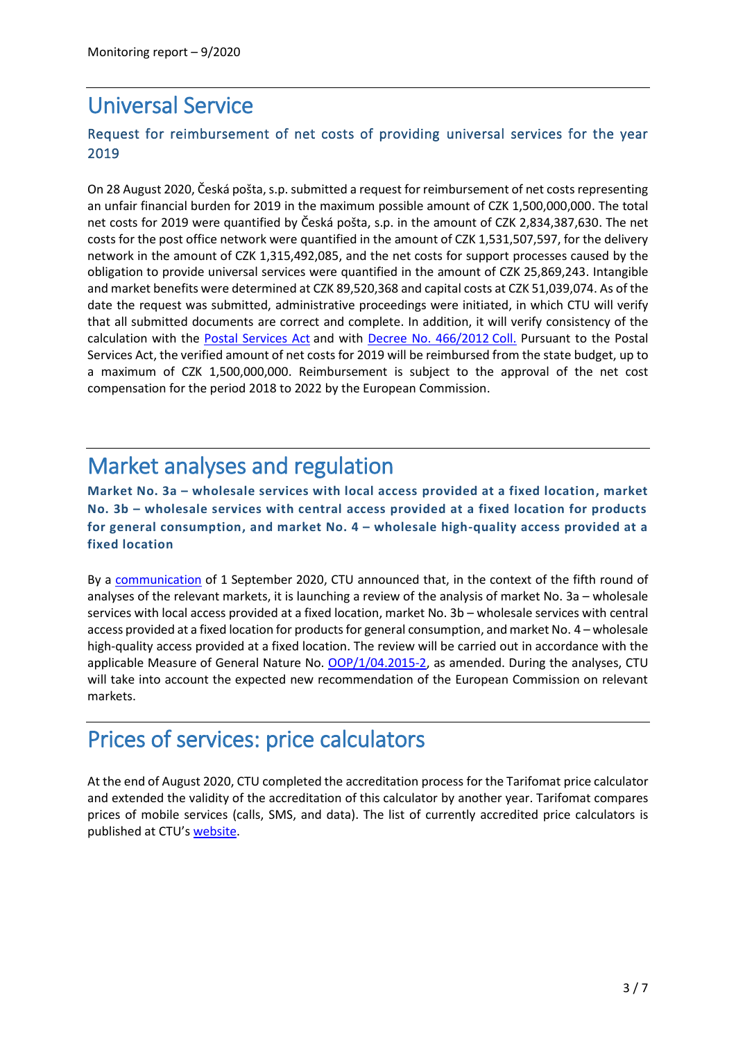# Universal Service

## Request for reimbursement of net costs of providing universal services for the year 2019

On 28 August 2020, Česká pošta, s.p. submitted a request for reimbursement of net costs representing an unfair financial burden for 2019 in the maximum possible amount of CZK 1,500,000,000. The total net costs for 2019 were quantified by Česká pošta, s.p. in the amount of CZK 2,834,387,630. The net costs for the post office network were quantified in the amount of CZK 1,531,507,597, for the delivery network in the amount of CZK 1,315,492,085, and the net costs for support processes caused by the obligation to provide universal services were quantified in the amount of CZK 25,869,243. Intangible and market benefits were determined at CZK 89,520,368 and capital costs at CZK 51,039,074. As of the date the request was submitted, administrative proceedings were initiated, in which CTU will verify that all submitted documents are correct and complete. In addition, it will verify consistency of the calculation with the Postal Services Act and with Decree No. 466/2012 Coll. Pursuant to the Postal Services Act, the verified amount of net costs for 2019 will be reimbursed from the state budget, up to a maximum of CZK 1,500,000,000. Reimbursement is subject to the approval of the net cost compensation for the period 2018 to 2022 by the European Commission.

# Market analyses and regulation

**Market No. 3a – wholesale services with local access provided at a fixed location, market No. 3b – wholesale services with central access provided at a fixed location for products for general consumption, and market No. 4 – wholesale high-quality access provided at a fixed location**

By a communication of 1 September 2020, CTU announced that, in the context of the fifth round of analyses of the relevant markets, it is launching a review of the analysis of market No. 3a – wholesale services with local access provided at a fixed location, market No. 3b – wholesale services with central access provided at a fixed location for products for general consumption, and market No. 4 – wholesale high-quality access provided at a fixed location. The review will be carried out in accordance with the applicable Measure of General Nature No. OOP/1/04.2015-2, as amended. During the analyses, CTU will take into account the expected new recommendation of the European Commission on relevant markets.

# Prices of services: price calculators

At the end of August 2020, CTU completed the accreditation process for the Tarifomat price calculator and extended the validity of the accreditation of this calculator by another year. Tarifomat compares prices of mobile services (calls, SMS, and data). The list of currently accredited price calculators is published at CTU's website.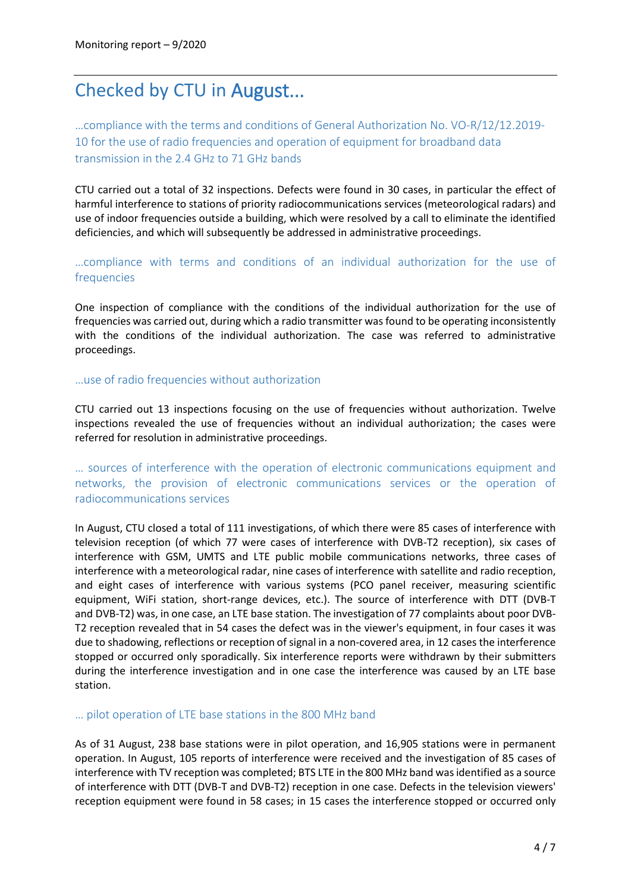# Checked by CTU in August...

### ...compliance with the terms and conditions of General Authorization No. VO-R/12/12.2019-10 for the use of radio frequencies and operation of equipment for broadband data transmission in the 2.4 GHz to 71 GHz bands

CTU carried out a total of 32 inspections. Defects were found in 30 cases, in particular the effect of harmful interference to stations of priority radiocommunications services (meteorological radars) and use of indoor frequencies outside a building, which were resolved by a call to eliminate the identified deficiencies, and which will subsequently be addressed in administrative proceedings.

### ...compliance with terms and conditions of an individual authorization for the use of frequencies

One inspection of compliance with the conditions of the individual authorization for the use of frequencies was carried out, during which a radio transmitter was found to be operating inconsistently with the conditions of the individual authorization. The case was referred to administrative proceedings.

### ...use of radio frequencies without authorization

CTU carried out 13 inspections focusing on the use of frequencies without authorization. Twelve inspections revealed the use of frequencies without an individual authorization; the cases were referred for resolution in administrative proceedings.

### ... sources of interference with the operation of electronic communications equipment and networks, the provision of electronic communications services or the operation of radiocommunications services

In August, CTU closed a total of 111 investigations, of which there were 85 cases of interference with television reception (of which 77 were cases of interference with DVB-T2 reception), six cases of interference with GSM, UMTS and LTE public mobile communications networks, three cases of interference with a meteorological radar, nine cases of interference with satellite and radio reception, and eight cases of interference with various systems (PCO panel receiver, measuring scientific equipment, WiFi station, short-range devices, etc.). The source of interference with DTT (DVB-T and DVB-T2) was, in one case, an LTE base station. The investigation of 77 complaints about poor DVB-T2 reception revealed that in 54 cases the defect was in the viewer's equipment, in four cases it was due to shadowing, reflections or reception of signal in a non-covered area, in 12 cases the interference stopped or occurred only sporadically. Six interference reports were withdrawn by their submitters during the interference investigation and in one case the interference was caused by an LTE base station.

### ... pilot operation of LTE base stations in the 800 MHz band

As of 31 August, 238 base stations were in pilot operation, and 16,905 stations were in permanent operation. In August, 105 reports of interference were received and the investigation of 85 cases of interference with TV reception was completed; BTS LTE in the 800 MHz band was identified as a source of interference with DTT (DVB-T and DVB-T2) reception in one case. Defects in the television viewers' reception equipment were found in 58 cases; in 15 cases the interference stopped or occurred only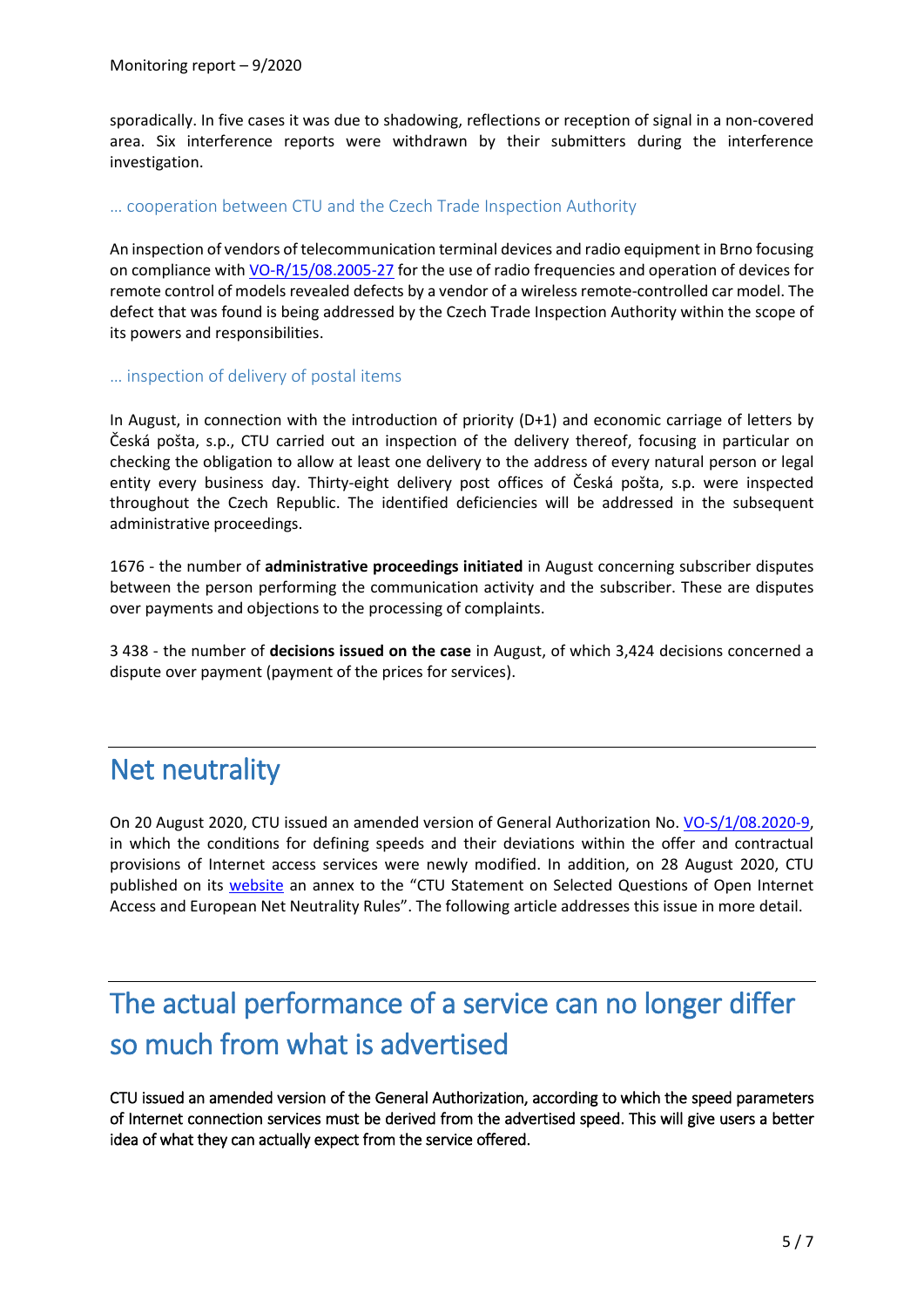sporadically. In five cases it was due to shadowing, reflections or reception of signal in a non-covered area. Six interference reports were withdrawn by their submitters during the interference investigation.

### … cooperation between CTU and the Czech Trade Inspection Authority

An inspection of vendors of telecommunication terminal devices and radio equipment in Brno focusing on compliance with VO-R/15/08.2005-27 for the use of radio frequencies and operation of devices for remote control of models revealed defects by a vendor of a wireless remote-controlled car model. The defect that was found is being addressed by the Czech Trade Inspection Authority within the scope of its powers and responsibilities.

### … inspection of delivery of postal items

In August, in connection with the introduction of priority (D+1) and economic carriage of letters by Česká pošta, s.p., CTU carried out an inspection of the delivery thereof, focusing in particular on checking the obligation to allow at least one delivery to the address of every natural person or legal entity every business day. Thirty-eight delivery post offices of Česká pošta, s.p. were inspected throughout the Czech Republic. The identified deficiencies will be addressed in the subsequent administrative proceedings.

1676 - the number of **administrative proceedings initiated** in August concerning subscriber disputes between the person performing the communication activity and the subscriber. These are disputes over payments and objections to the processing of complaints.

3 438 - the number of **decisions issued on the case** in August, of which 3,424 decisions concerned a dispute over payment (payment of the prices for services).

## Net neutrality

On 20 August 2020, CTU issued an amended version of General Authorization No. VO-S/1/08.2020-9, in which the conditions for defining speeds and their deviations within the offer and contractual provisions of Internet access services were newly modified. In addition, on 28 August 2020, CTU published on its website an annex to the "CTU Statement on Selected Questions of Open Internet Access and European Net Neutrality Rules". The following article addresses this issue in more detail.

## The actual performance of a service can no longer differ so much from what is advertised

CTU issued an amended version of the General Authorization, according to which the speed parameters of Internet connection services must be derived from the advertised speed. This will give users a better idea of what they can actually expect from the service offered.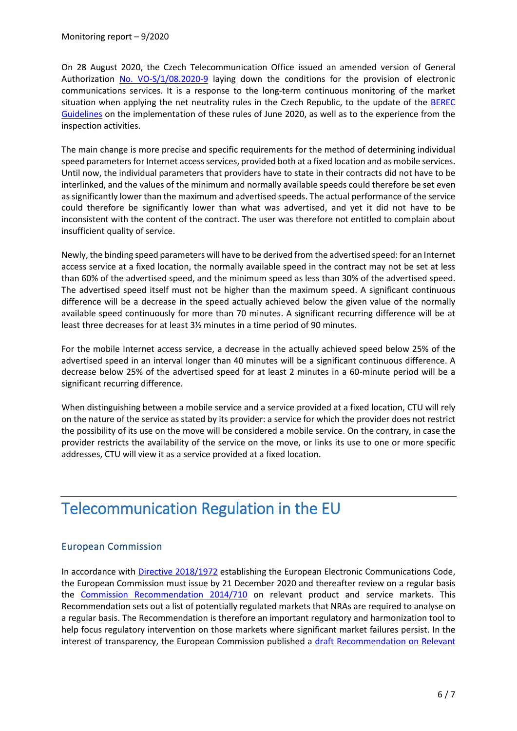On 28 August 2020, the Czech Telecommunication Office issued an amended version of General Authorization No. VO-S/1/08.2020-9 laying down the conditions for the provision of electronic communications services. It is a response to the long-term continuous monitoring of the market situation when applying the net neutrality rules in the Czech Republic, to the update of the BEREC Guidelines on the implementation of these rules of June 2020, as well as to the experience from the inspection activities.

The main change is more precise and specific requirements for the method of determining individual speed parameters for Internet access services, provided both at a fixed location and as mobile services. Until now, the individual parameters that providers have to state in their contracts did not have to be interlinked, and the values of the minimum and normally available speeds could therefore be set even as significantly lower than the maximum and advertised speeds. The actual performance of the service could therefore be significantly lower than what was advertised, and yet it did not have to be inconsistent with the content of the contract. The user was therefore not entitled to complain about insufficient quality of service.

Newly, the binding speed parameters will have to be derived from the advertised speed: for an Internet access service at a fixed location, the normally available speed in the contract may not be set at less than 60% of the advertised speed, and the minimum speed as less than 30% of the advertised speed. The advertised speed itself must not be higher than the maximum speed. A significant continuous difference will be a decrease in the speed actually achieved below the given value of the normally available speed continuously for more than 70 minutes. A significant recurring difference will be at least three decreases for at least 3½ minutes in a time period of 90 minutes.

For the mobile Internet access service, a decrease in the actually achieved speed below 25% of the advertised speed in an interval longer than 40 minutes will be a significant continuous difference. A decrease below 25% of the advertised speed for at least 2 minutes in a 60-minute period will be a significant recurring difference.

When distinguishing between a mobile service and a service provided at a fixed location, CTU will rely on the nature of the service as stated by its provider: a service for which the provider does not restrict the possibility of its use on the move will be considered a mobile service. On the contrary, in case the provider restricts the availability of the service on the move, or links its use to one or more specific addresses, CTU will view it as a service provided at a fixed location.

# Telecommunication Regulation in the EU

## European Commission

In accordance with Directive 2018/1972 establishing the European Electronic Communications Code, the European Commission must issue by 21 December 2020 and thereafter review on a regular basis the Commission Recommendation 2014/710 on relevant product and service markets. This Recommendation sets out a list of potentially regulated markets that NRAs are required to analyse on a regular basis. The Recommendation is therefore an important regulatory and harmonization tool to help focus regulatory intervention on those markets where significant market failures persist. In the interest of transparency, the European Commission published a draft Recommendation on Relevant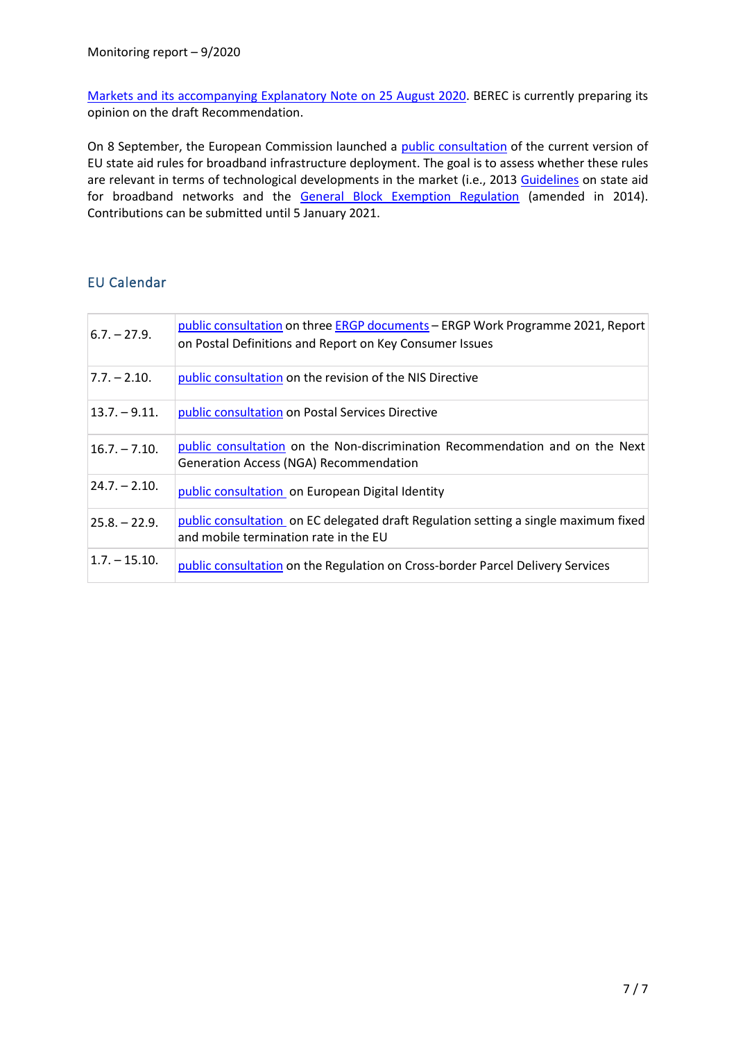Markets and its accompanying Explanatory Note on 25 August 2020. BEREC is currently preparing its opinion on the draft Recommendation.

On 8 September, the European Commission launched a public consultation of the current version of EU state aid rules for broadband infrastructure deployment. The goal is to assess whether these rules are relevant in terms of technological developments in the market (i.e., 2013 Guidelines on state aid for broadband networks and the General Block Exemption Regulation (amended in 2014). Contributions can be submitted until 5 January 2021.

## EU Calendar

| | |
|---|---|
| 6.7. – 27.9. | public consultation on three ERGP documents – ERGP Work Programme 2021, Report on Postal Definitions and Report on Key Consumer Issues |
| 7.7. – 2.10. | public consultation on the revision of the NIS Directive |
| 13.7. – 9.11. | public consultation on Postal Services Directive |
| 16.7. – 7.10. | public consultation on the Non-discrimination Recommendation and on the Next Generation Access (NGA) Recommendation |
| 24.7. – 2.10. | public consultation on European Digital Identity |
| 25.8. – 22.9. | public consultation on EC delegated draft Regulation setting a single maximum fixed and mobile termination rate in the EU |
| 1.7. – 15.10. | public consultation on the Regulation on Cross-border Parcel Delivery Services |